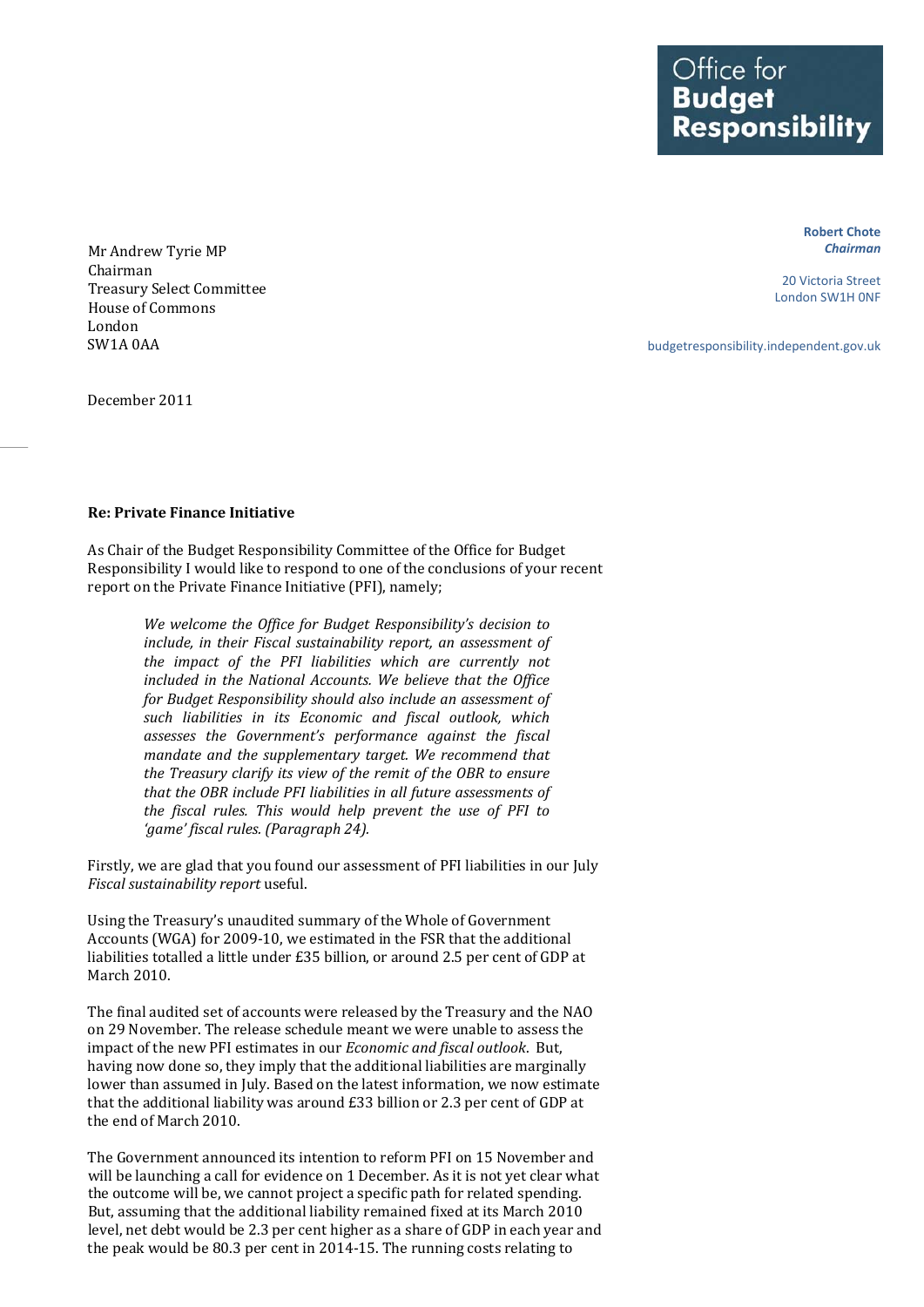Office for **Budget Responsibility**

**Robert Chote**
***Chairman***

20 Victoria Street
London SW1H 0NF

budgetresponsibility.independent.gov.uk

Mr Andrew Tyrie MP
Chairman
Treasury Select Committee
House of Commons
London
SW1A 0AA

December 2011

**Re: Private Finance Initiative**

As Chair of the Budget Responsibility Committee of the Office for Budget Responsibility I would like to respond to one of the conclusions of your recent report on the Private Finance Initiative (PFI), namely;

> *We welcome the Office for Budget Responsibility's decision to include, in their Fiscal sustainability report, an assessment of the impact of the PFI liabilities which are currently not included in the National Accounts. We believe that the Office for Budget Responsibility should also include an assessment of such liabilities in its Economic and fiscal outlook, which assesses the Government's performance against the fiscal mandate and the supplementary target. We recommend that the Treasury clarify its view of the remit of the OBR to ensure that the OBR include PFI liabilities in all future assessments of the fiscal rules. This would help prevent the use of PFI to 'game' fiscal rules. (Paragraph 24).*

Firstly, we are glad that you found our assessment of PFI liabilities in our July *Fiscal sustainability report* useful.

Using the Treasury's unaudited summary of the Whole of Government Accounts (WGA) for 2009-10, we estimated in the FSR that the additional liabilities totalled a little under £35 billion, or around 2.5 per cent of GDP at March 2010.

The final audited set of accounts were released by the Treasury and the NAO on 29 November. The release schedule meant we were unable to assess the impact of the new PFI estimates in our *Economic and fiscal outlook*. But, having now done so, they imply that the additional liabilities are marginally lower than assumed in July. Based on the latest information, we now estimate that the additional liability was around £33 billion or 2.3 per cent of GDP at the end of March 2010.

The Government announced its intention to reform PFI on 15 November and will be launching a call for evidence on 1 December. As it is not yet clear what the outcome will be, we cannot project a specific path for related spending. But, assuming that the additional liability remained fixed at its March 2010 level, net debt would be 2.3 per cent higher as a share of GDP in each year and the peak would be 80.3 per cent in 2014-15. The running costs relating to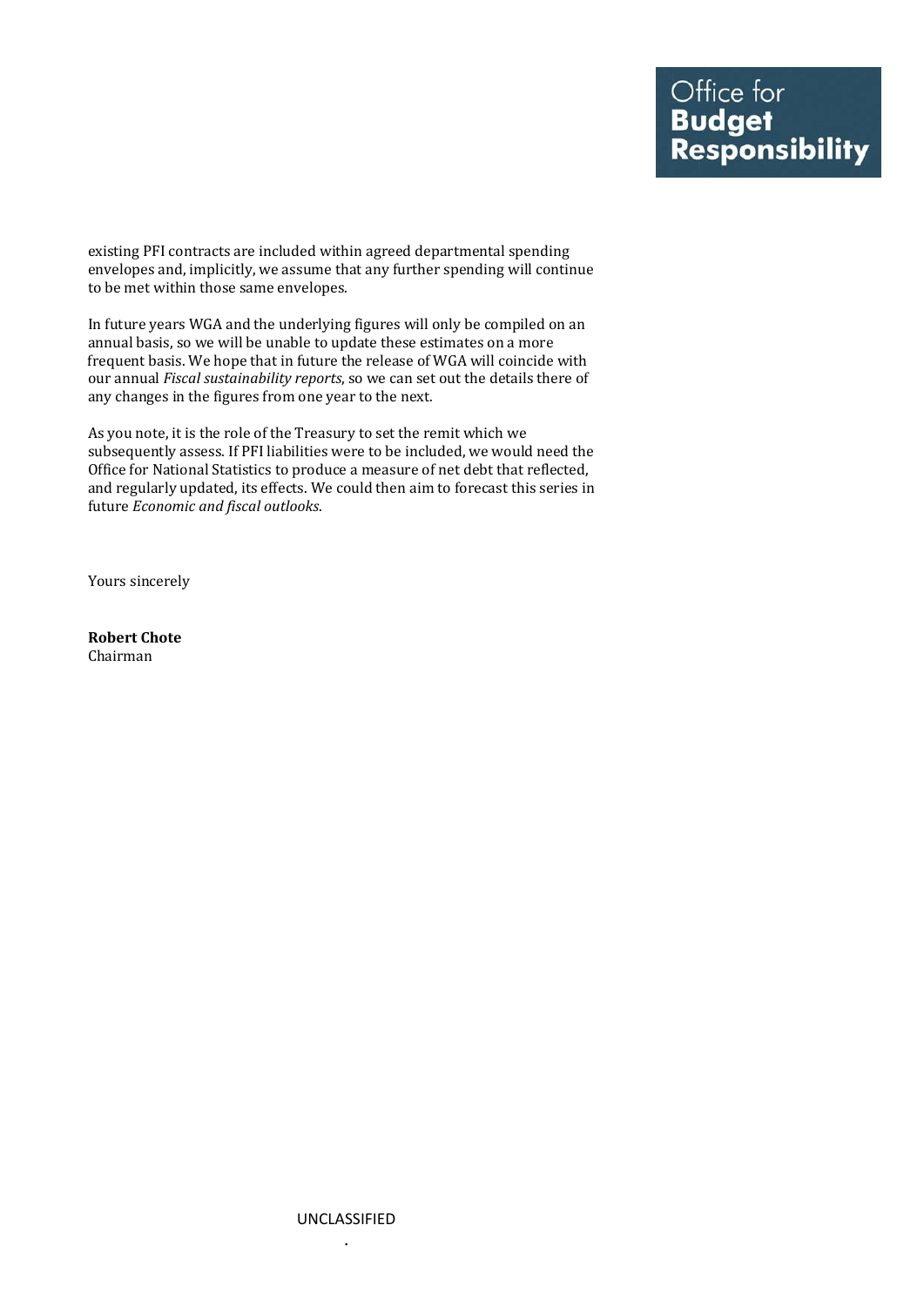existing PFI contracts are included within agreed departmental spending envelopes and, implicitly, we assume that any further spending will continue to be met within those same envelopes.

In future years WGA and the underlying figures will only be compiled on an annual basis, so we will be unable to update these estimates on a more frequent basis. We hope that in future the release of WGA will coincide with our annual *Fiscal sustainability reports*, so we can set out the details there of any changes in the figures from one year to the next.

As you note, it is the role of the Treasury to set the remit which we subsequently assess. If PFI liabilities were to be included, we would need the Office for National Statistics to produce a measure of net debt that reflected, and regularly updated, its effects. We could then aim to forecast this series in future *Economic and fiscal outlooks*.

Yours sincerely

**Robert Chote**
Chairman

UNCLASSIFIED